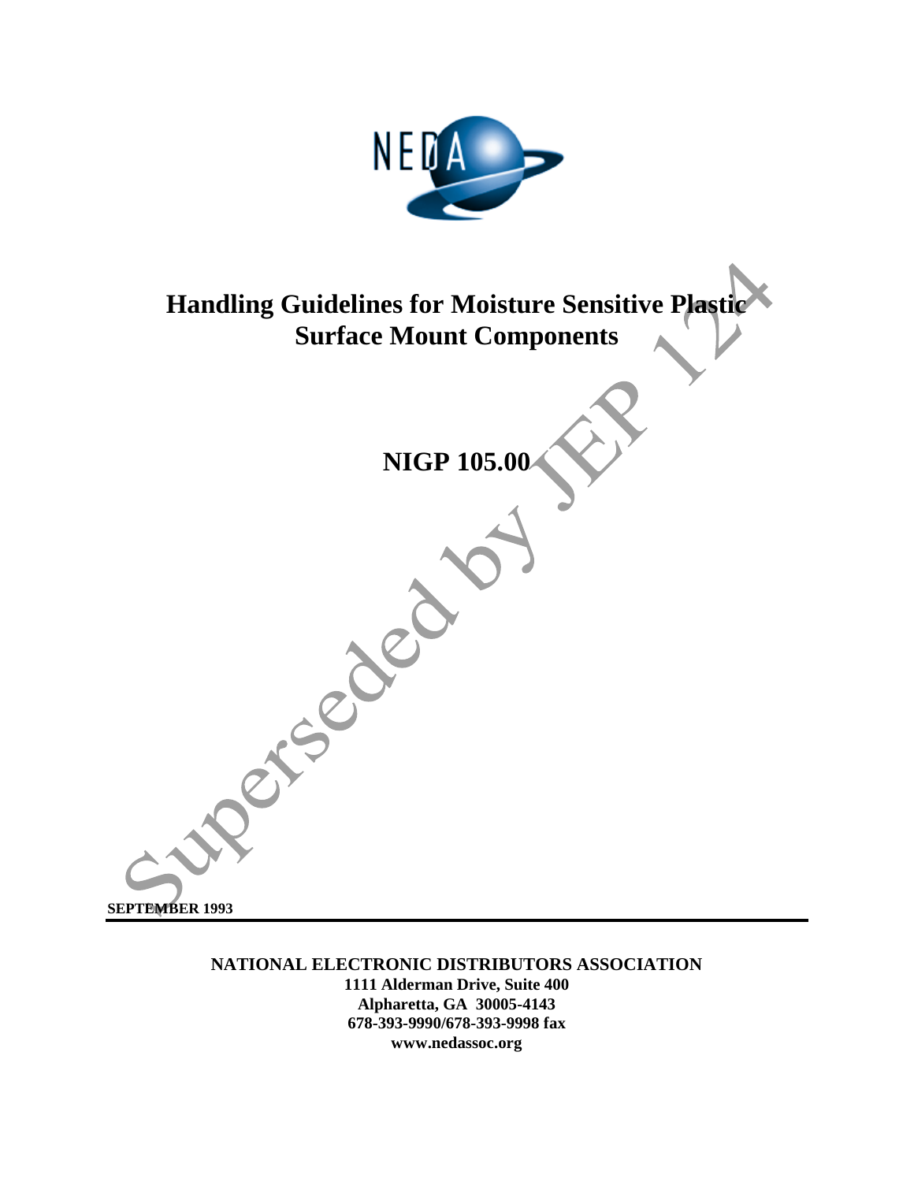NEDA

# Handling Guidelines for Moisture Sensitive Plastic Surface Mount Components

## NIGP 105.00

Superseded by JEP 124

**SEPTEMBER 1993**

**NATIONAL ELECTRONIC DISTRIBUTORS ASSOCIATION**
**1111 Alderman Drive, Suite 400**
**Alpharetta, GA 30005-4143**
**678-393-9990/678-393-9998 fax**
**www.nedassoc.org**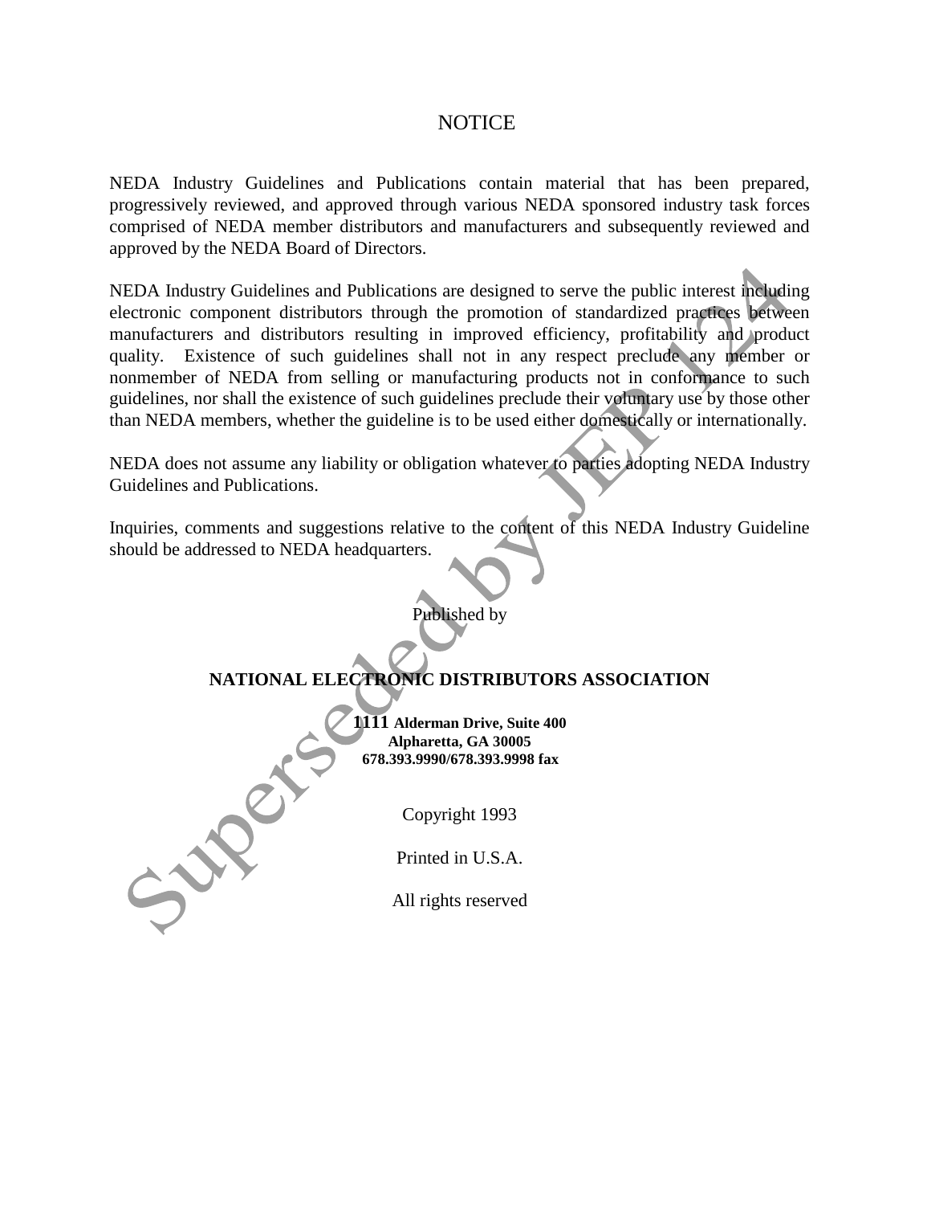# NOTICE

NEDA Industry Guidelines and Publications contain material that has been prepared, progressively reviewed, and approved through various NEDA sponsored industry task forces comprised of NEDA member distributors and manufacturers and subsequently reviewed and approved by the NEDA Board of Directors.

NEDA Industry Guidelines and Publications are designed to serve the public interest including electronic component distributors through the promotion of standardized practices between manufacturers and distributors resulting in improved efficiency, profitability and product quality. Existence of such guidelines shall not in any respect preclude any member or nonmember of NEDA from selling or manufacturing products not in conformance to such guidelines, nor shall the existence of such guidelines preclude their voluntary use by those other than NEDA members, whether the guideline is to be used either domestically or internationally.

NEDA does not assume any liability or obligation whatever to parties adopting NEDA Industry Guidelines and Publications.

Inquiries, comments and suggestions relative to the content of this NEDA Industry Guideline should be addressed to NEDA headquarters.

Published by

**NATIONAL ELECTRONIC DISTRIBUTORS ASSOCIATION**

**1111 Alderman Drive, Suite 400**
**Alpharetta, GA 30005**
**678.393.9990/678.393.9998 fax**

Copyright 1993

Printed in U.S.A.

All rights reserved

Superseded by JEP 124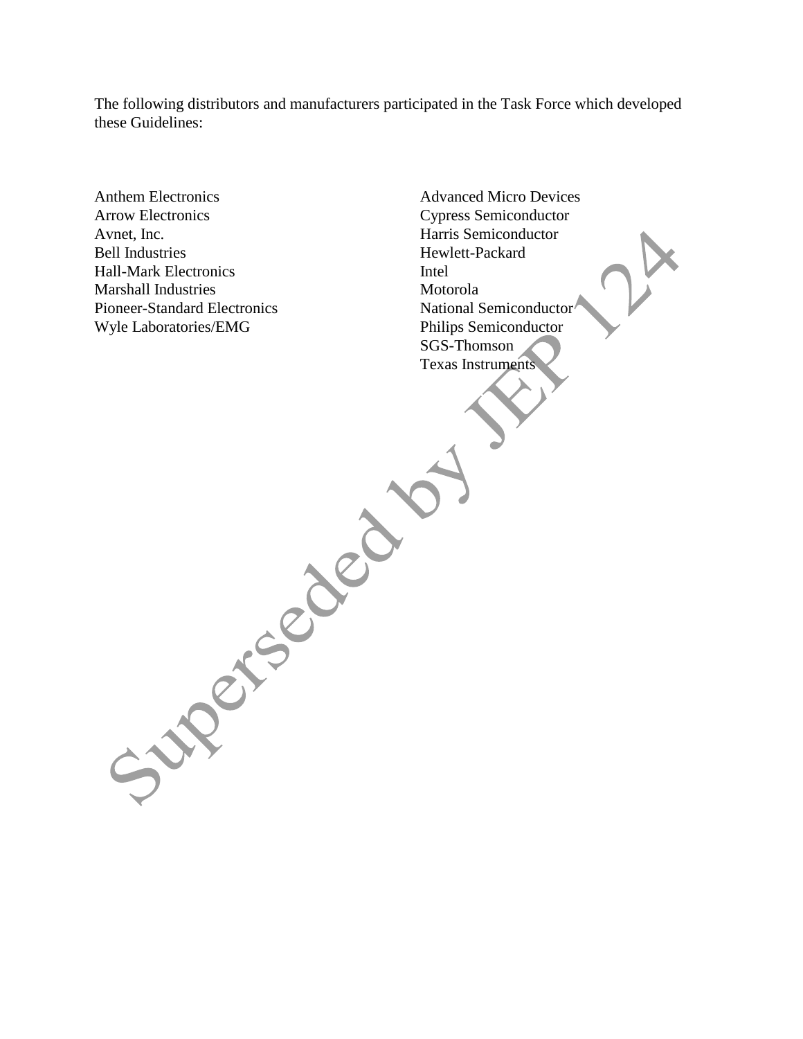The following distributors and manufacturers participated in the Task Force which developed these Guidelines:

Anthem Electronics
Arrow Electronics
Avnet, Inc.
Bell Industries
Hall-Mark Electronics
Marshall Industries
Pioneer-Standard Electronics
Wyle Laboratories/EMG

Advanced Micro Devices
Cypress Semiconductor
Harris Semiconductor
Hewlett-Packard
Intel
Motorola
National Semiconductor
Philips Semiconductor
SGS-Thomson
Texas Instruments

Superseded by JEP 124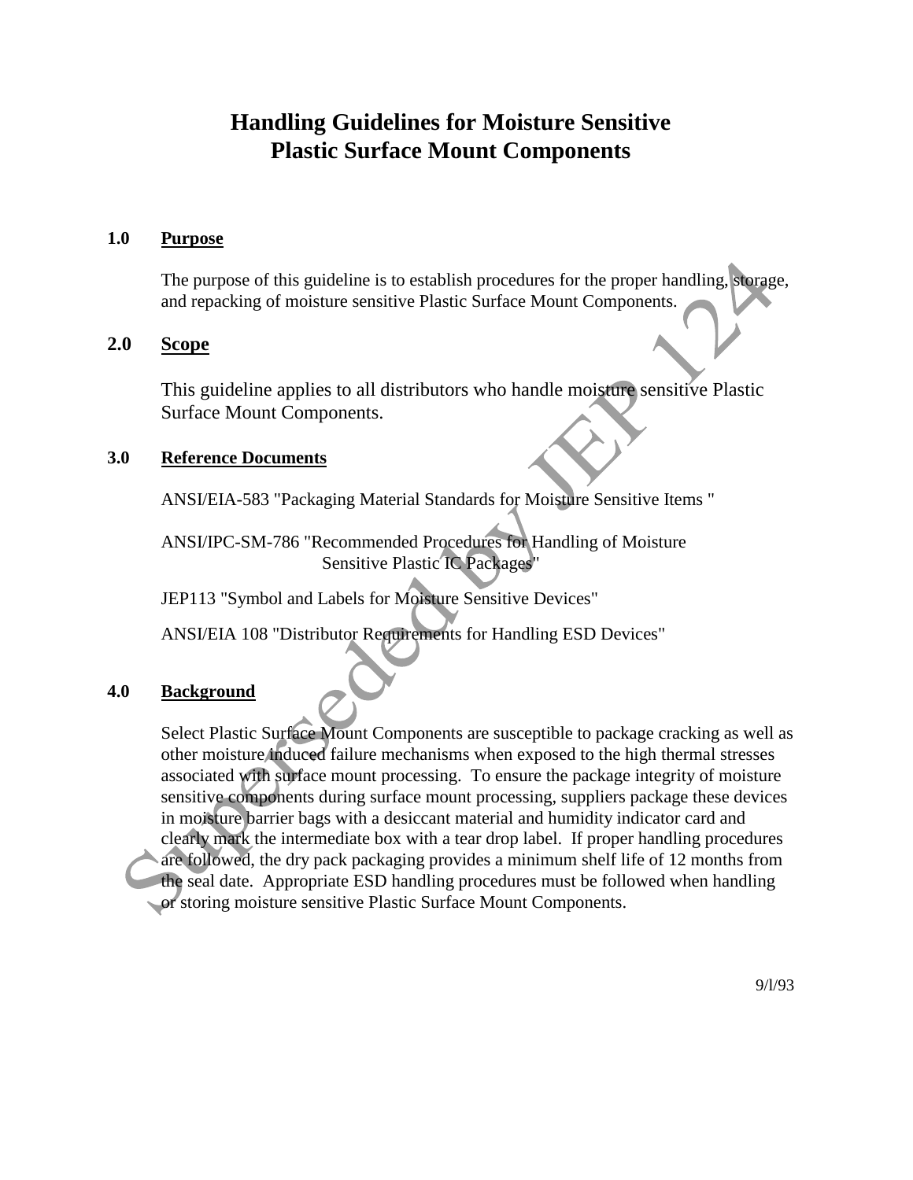# Handling Guidelines for Moisture Sensitive Plastic Surface Mount Components

## 1.0 Purpose

The purpose of this guideline is to establish procedures for the proper handling, storage, and repacking of moisture sensitive Plastic Surface Mount Components.

## 2.0 Scope

This guideline applies to all distributors who handle moisture sensitive Plastic Surface Mount Components.

## 3.0 Reference Documents

ANSI/EIA-583 "Packaging Material Standards for Moisture Sensitive Items "

ANSI/IPC-SM-786 "Recommended Procedures for Handling of Moisture Sensitive Plastic IC Packages"

JEP113 "Symbol and Labels for Moisture Sensitive Devices"

ANSI/EIA 108 "Distributor Requirements for Handling ESD Devices"

## 4.0 Background

Select Plastic Surface Mount Components are susceptible to package cracking as well as other moisture induced failure mechanisms when exposed to the high thermal stresses associated with surface mount processing. To ensure the package integrity of moisture sensitive components during surface mount processing, suppliers package these devices in moisture barrier bags with a desiccant material and humidity indicator card and clearly mark the intermediate box with a tear drop label. If proper handling procedures are followed, the dry pack packaging provides a minimum shelf life of 12 months from the seal date. Appropriate ESD handling procedures must be followed when handling or storing moisture sensitive Plastic Surface Mount Components.

Superseded by JEP 124

9/l/93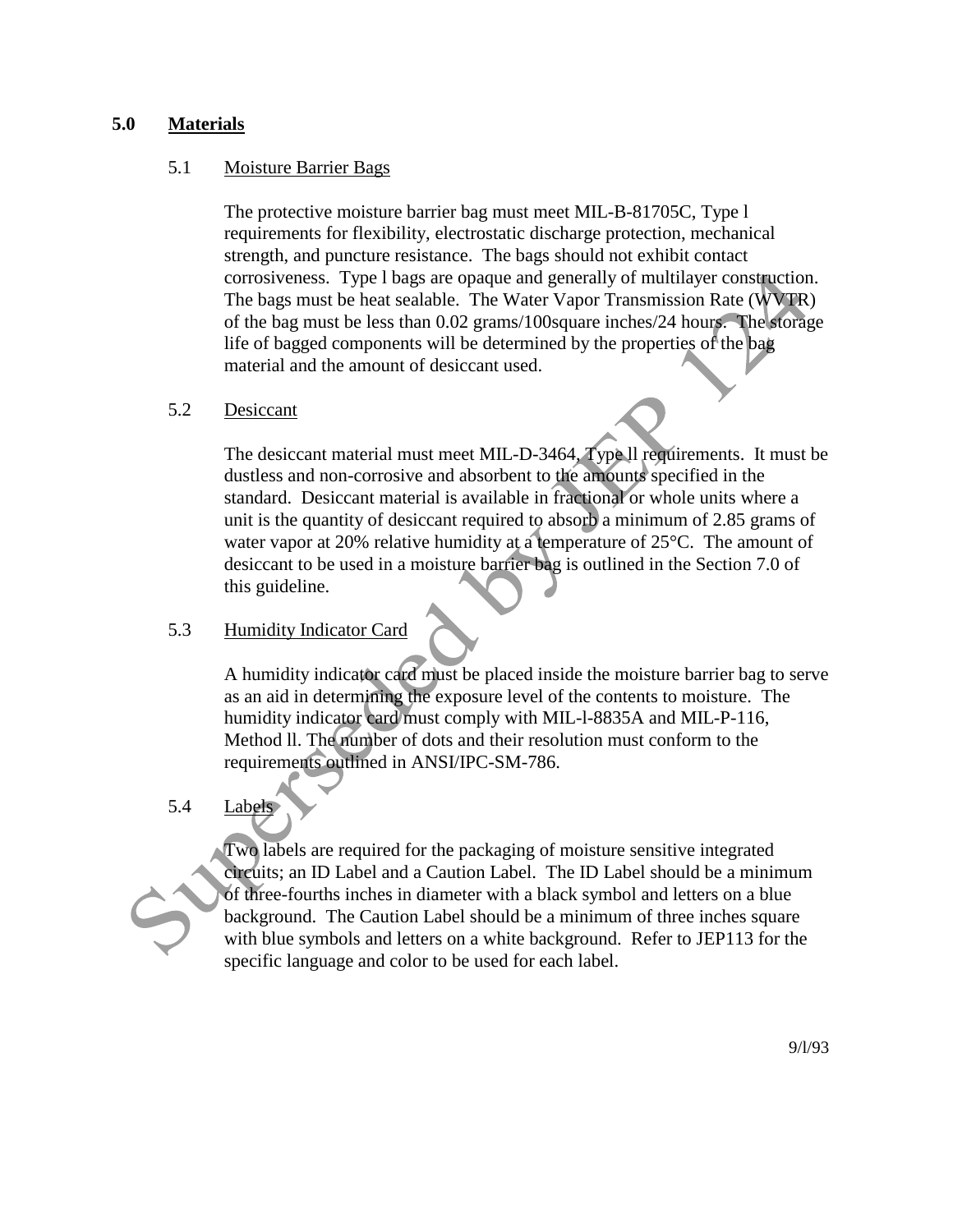## 5.0 Materials

### 5.1 Moisture Barrier Bags

The protective moisture barrier bag must meet MIL-B-81705C, Type l requirements for flexibility, electrostatic discharge protection, mechanical strength, and puncture resistance. The bags should not exhibit contact corrosiveness. Type l bags are opaque and generally of multilayer construction. The bags must be heat sealable. The Water Vapor Transmission Rate (WVTR) of the bag must be less than 0.02 grams/100square inches/24 hours. The storage life of bagged components will be determined by the properties of the bag material and the amount of desiccant used.

### 5.2 Desiccant

The desiccant material must meet MIL-D-3464, Type ll requirements. It must be dustless and non-corrosive and absorbent to the amounts specified in the standard. Desiccant material is available in fractional or whole units where a unit is the quantity of desiccant required to absorb a minimum of 2.85 grams of water vapor at 20% relative humidity at a temperature of 25°C. The amount of desiccant to be used in a moisture barrier bag is outlined in the Section 7.0 of this guideline.

### 5.3 Humidity Indicator Card

A humidity indicator card must be placed inside the moisture barrier bag to serve as an aid in determining the exposure level of the contents to moisture. The humidity indicator card must comply with MIL-l-8835A and MIL-P-116, Method ll. The number of dots and their resolution must conform to the requirements outlined in ANSI/IPC-SM-786.

### 5.4 Labels

Two labels are required for the packaging of moisture sensitive integrated circuits; an ID Label and a Caution Label. The ID Label should be a minimum of three-fourths inches in diameter with a black symbol and letters on a blue background. The Caution Label should be a minimum of three inches square with blue symbols and letters on a white background. Refer to JEP113 for the specific language and color to be used for each label.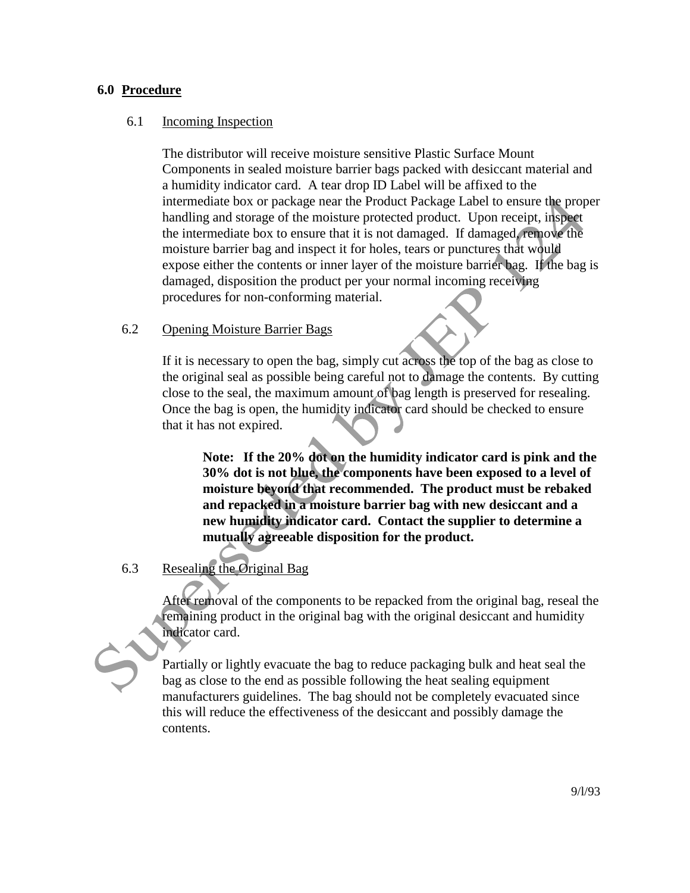## 6.0 Procedure

### 6.1 Incoming Inspection

The distributor will receive moisture sensitive Plastic Surface Mount Components in sealed moisture barrier bags packed with desiccant material and a humidity indicator card. A tear drop ID Label will be affixed to the intermediate box or package near the Product Package Label to ensure the proper handling and storage of the moisture protected product. Upon receipt, inspect the intermediate box to ensure that it is not damaged. If damaged, remove the moisture barrier bag and inspect it for holes, tears or punctures that would expose either the contents or inner layer of the moisture barrier bag. If the bag is damaged, disposition the product per your normal incoming receiving procedures for non-conforming material.

### 6.2 Opening Moisture Barrier Bags

If it is necessary to open the bag, simply cut across the top of the bag as close to the original seal as possible being careful not to damage the contents. By cutting close to the seal, the maximum amount of bag length is preserved for resealing. Once the bag is open, the humidity indicator card should be checked to ensure that it has not expired.

> **Note: If the 20% dot on the humidity indicator card is pink and the 30% dot is not blue, the components have been exposed to a level of moisture beyond that recommended. The product must be rebaked and repacked in a moisture barrier bag with new desiccant and a new humidity indicator card. Contact the supplier to determine a mutually agreeable disposition for the product.**

### 6.3 Resealing the Original Bag

After removal of the components to be repacked from the original bag, reseal the remaining product in the original bag with the original desiccant and humidity indicator card.

Partially or lightly evacuate the bag to reduce packaging bulk and heat seal the bag as close to the end as possible following the heat sealing equipment manufacturers guidelines. The bag should not be completely evacuated since this will reduce the effectiveness of the desiccant and possibly damage the contents.

Superseded by JEP 124

9/l/93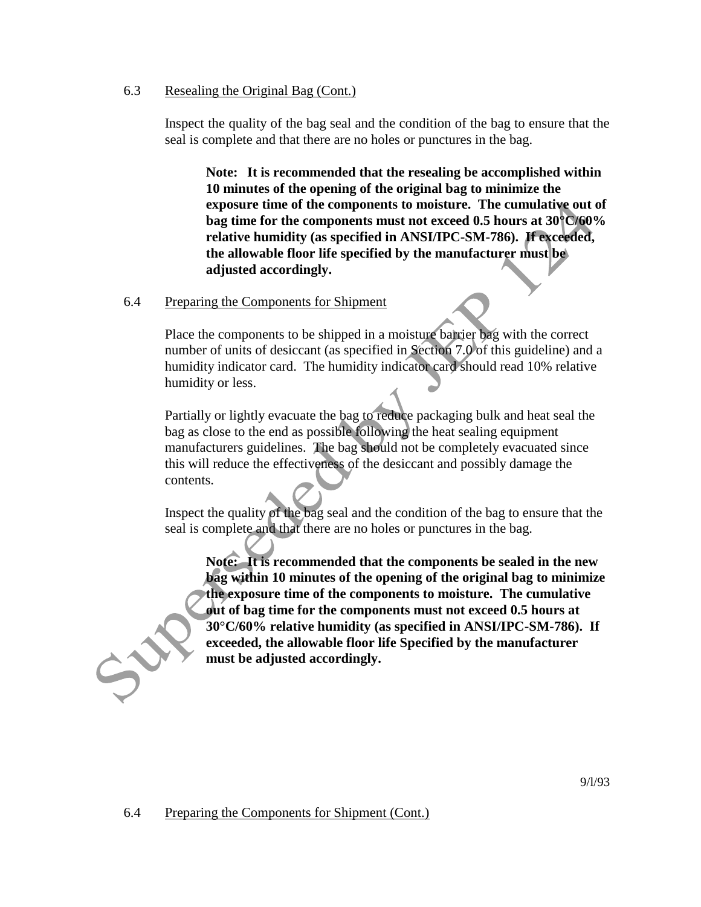6.3 Resealing the Original Bag (Cont.)

Inspect the quality of the bag seal and the condition of the bag to ensure that the seal is complete and that there are no holes or punctures in the bag.

> **Note: It is recommended that the resealing be accomplished within 10 minutes of the opening of the original bag to minimize the exposure time of the components to moisture. The cumulative out of bag time for the components must not exceed 0.5 hours at 30°C/60% relative humidity (as specified in ANSI/IPC-SM-786). If exceeded, the allowable floor life specified by the manufacturer must be adjusted accordingly.**

6.4 Preparing the Components for Shipment

Place the components to be shipped in a moisture barrier bag with the correct number of units of desiccant (as specified in Section 7.0 of this guideline) and a humidity indicator card. The humidity indicator card should read 10% relative humidity or less.

Partially or lightly evacuate the bag to reduce packaging bulk and heat seal the bag as close to the end as possible following the heat sealing equipment manufacturers guidelines. The bag should not be completely evacuated since this will reduce the effectiveness of the desiccant and possibly damage the contents.

Inspect the quality of the bag seal and the condition of the bag to ensure that the seal is complete and that there are no holes or punctures in the bag.

> **Note: It is recommended that the components be sealed in the new bag within 10 minutes of the opening of the original bag to minimize the exposure time of the components to moisture. The cumulative out of bag time for the components must not exceed 0.5 hours at 30°C/60% relative humidity (as specified in ANSI/IPC-SM-786). If exceeded, the allowable floor life Specified by the manufacturer must be adjusted accordingly.**

6.4 Preparing the Components for Shipment (Cont.)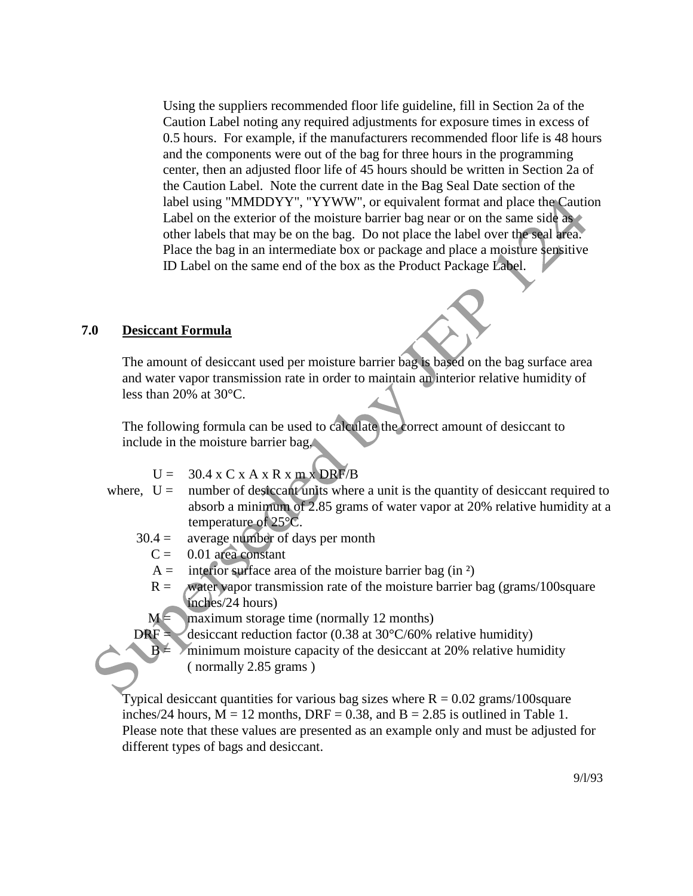Using the suppliers recommended floor life guideline, fill in Section 2a of the Caution Label noting any required adjustments for exposure times in excess of 0.5 hours. For example, if the manufacturers recommended floor life is 48 hours and the components were out of the bag for three hours in the programming center, then an adjusted floor life of 45 hours should be written in Section 2a of the Caution Label. Note the current date in the Bag Seal Date section of the label using "MMDDYY", "YYWW", or equivalent format and place the Caution Label on the exterior of the moisture barrier bag near or on the same side as other labels that may be on the bag. Do not place the label over the seal area. Place the bag in an intermediate box or package and place a moisture sensitive ID Label on the same end of the box as the Product Package Label.

## 7.0 Desiccant Formula

The amount of desiccant used per moisture barrier bag is based on the bag surface area and water vapor transmission rate in order to maintain an interior relative humidity of less than 20% at 30°C.

The following formula can be used to calculate the correct amount of desiccant to include in the moisture barrier bag.

$$U = 30.4 \times C \times A \times R \times m \times DRF/B$$

where,
- U = number of desiccant units where a unit is the quantity of desiccant required to absorb a minimum of 2.85 grams of water vapor at 20% relative humidity at a temperature of 25°C.
- 30.4 = average number of days per month
- C = 0.01 area constant
- A = interior surface area of the moisture barrier bag ($in^2$)
- R = water vapor transmission rate of the moisture barrier bag (grams/100square inches/24 hours)
- M = maximum storage time (normally 12 months)
- DRF = desiccant reduction factor (0.38 at 30°C/60% relative humidity)
- B = minimum moisture capacity of the desiccant at 20% relative humidity ( normally 2.85 grams )

Typical desiccant quantities for various bag sizes where R = 0.02 grams/100square inches/24 hours, M = 12 months, DRF = 0.38, and B = 2.85 is outlined in Table 1. Please note that these values are presented as an example only and must be adjusted for different types of bags and desiccant.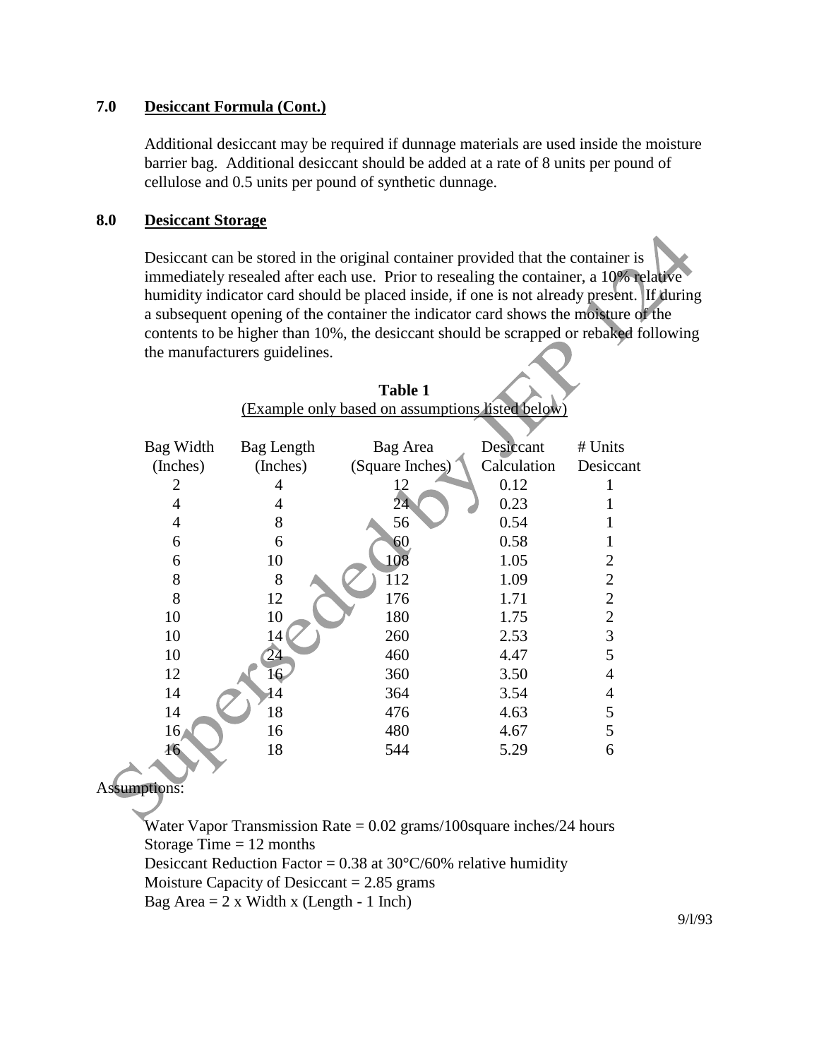## 7.0 Desiccant Formula (Cont.)

Additional desiccant may be required if dunnage materials are used inside the moisture barrier bag. Additional desiccant should be added at a rate of 8 units per pound of cellulose and 0.5 units per pound of synthetic dunnage.

## 8.0 Desiccant Storage

Desiccant can be stored in the original container provided that the container is immediately resealed after each use. Prior to resealing the container, a 10% relative humidity indicator card should be placed inside, if one is not already present. If during a subsequent opening of the container the indicator card shows the moisture of the contents to be higher than 10%, the desiccant should be scrapped or rebaked following the manufacturers guidelines.

**Table 1**
(Example only based on assumptions listed below)

| Bag Width (Inches) | Bag Length (Inches) | Bag Area (Square Inches) | Desiccant Calculation | # Units Desiccant |
|---|---|---|---|---|
| 2 | 4 | 12 | 0.12 | 1 |
| 4 | 4 | 24 | 0.23 | 1 |
| 4 | 8 | 56 | 0.54 | 1 |
| 6 | 6 | 60 | 0.58 | 1 |
| 6 | 10 | 108 | 1.05 | 2 |
| 8 | 8 | 112 | 1.09 | 2 |
| 8 | 12 | 176 | 1.71 | 2 |
| 10 | 10 | 180 | 1.75 | 2 |
| 10 | 14 | 260 | 2.53 | 3 |
| 10 | 24 | 460 | 4.47 | 5 |
| 12 | 16 | 360 | 3.50 | 4 |
| 14 | 14 | 364 | 3.54 | 4 |
| 14 | 18 | 476 | 4.63 | 5 |
| 16 | 16 | 480 | 4.67 | 5 |
| 16 | 18 | 544 | 5.29 | 6 |

Assumptions:

Water Vapor Transmission Rate = 0.02 grams/100square inches/24 hours
Storage Time = 12 months
Desiccant Reduction Factor = 0.38 at 30°C/60% relative humidity
Moisture Capacity of Desiccant = 2.85 grams
Bag Area = 2 x Width x (Length - 1 Inch)

Superseded by JEP 124